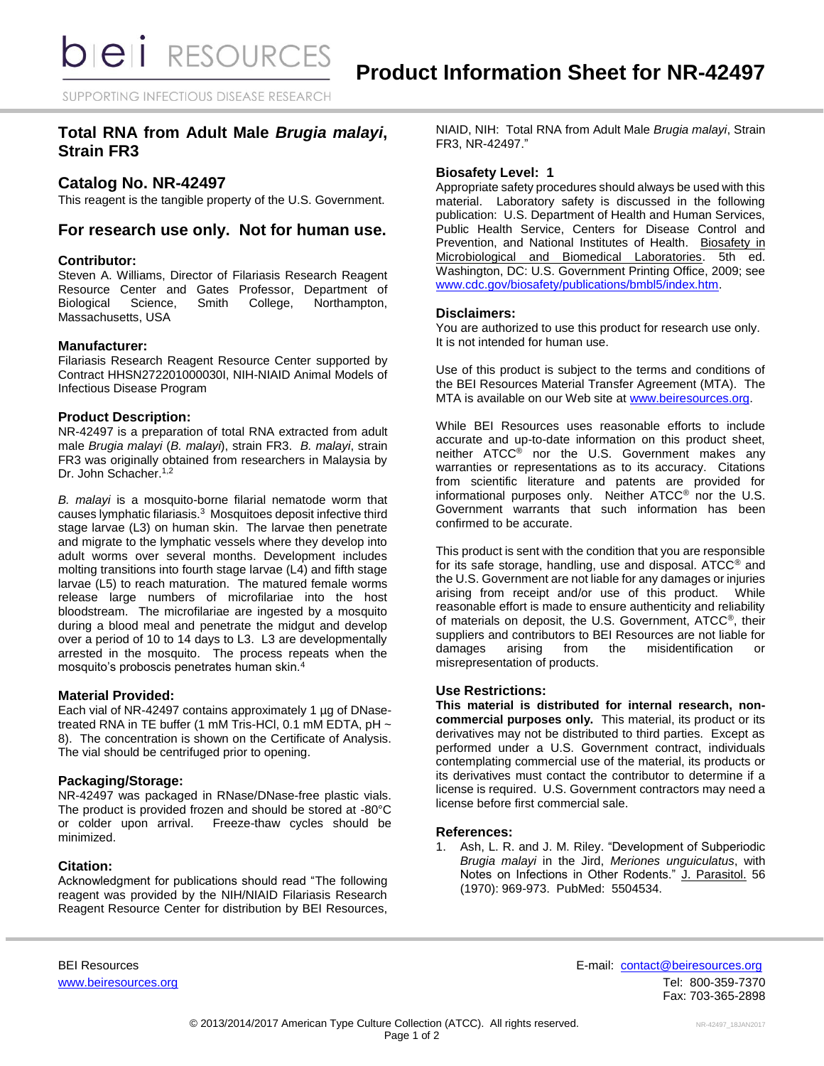# Product Information Sheet for NR-42497

## Total RNA from Adult Male *Brugia malayi*, Strain FR3

## Catalog No. NR-42497

This reagent is the tangible property of the U.S. Government.

## For research use only. Not for human use.

### Contributor:

Steven A. Williams, Director of Filariasis Research Reagent Resource Center and Gates Professor, Department of Biological Science, Smith College, Northampton, Massachusetts, USA

### Manufacturer:

Filariasis Research Reagent Resource Center supported by Contract HHSN272201000030I, NIH-NIAID Animal Models of Infectious Disease Program

### Product Description:

NR-42497 is a preparation of total RNA extracted from adult male *Brugia malayi* (*B. malayi*), strain FR3. *B. malayi*, strain FR3 was originally obtained from researchers in Malaysia by Dr. John Schacher.[1,2]

*B. malayi* is a mosquito-borne filarial nematode worm that causes lymphatic filariasis.[3] Mosquitoes deposit infective third stage larvae (L3) on human skin. The larvae then penetrate and migrate to the lymphatic vessels where they develop into adult worms over several months. Development includes molting transitions into fourth stage larvae (L4) and fifth stage larvae (L5) to reach maturation. The matured female worms release large numbers of microfilariae into the host bloodstream. The microfilariae are ingested by a mosquito during a blood meal and penetrate the midgut and develop over a period of 10 to 14 days to L3. L3 are developmentally arrested in the mosquito. The process repeats when the mosquito's proboscis penetrates human skin.[4]

### Material Provided:

Each vial of NR-42497 contains approximately 1 µg of DNase-treated RNA in TE buffer (1 mM Tris-HCl, 0.1 mM EDTA, pH ~ 8). The concentration is shown on the Certificate of Analysis. The vial should be centrifuged prior to opening.

### Packaging/Storage:

NR-42497 was packaged in RNase/DNase-free plastic vials. The product is provided frozen and should be stored at -80°C or colder upon arrival. Freeze-thaw cycles should be minimized.

### Citation:

Acknowledgment for publications should read "The following reagent was provided by the NIH/NIAID Filariasis Research Reagent Resource Center for distribution by BEI Resources, NIAID, NIH: Total RNA from Adult Male *Brugia malayi*, Strain FR3, NR-42497."

### Biosafety Level: 1

Appropriate safety procedures should always be used with this material. Laboratory safety is discussed in the following publication: U.S. Department of Health and Human Services, Public Health Service, Centers for Disease Control and Prevention, and National Institutes of Health. Biosafety in Microbiological and Biomedical Laboratories. 5th ed. Washington, DC: U.S. Government Printing Office, 2009; see www.cdc.gov/biosafety/publications/bmbl5/index.htm.

### Disclaimers:

You are authorized to use this product for research use only. It is not intended for human use.

Use of this product is subject to the terms and conditions of the BEI Resources Material Transfer Agreement (MTA). The MTA is available on our Web site at www.beiresources.org.

While BEI Resources uses reasonable efforts to include accurate and up-to-date information on this product sheet, neither ATCC® nor the U.S. Government makes any warranties or representations as to its accuracy. Citations from scientific literature and patents are provided for informational purposes only. Neither ATCC® nor the U.S. Government warrants that such information has been confirmed to be accurate.

This product is sent with the condition that you are responsible for its safe storage, handling, use and disposal. ATCC® and the U.S. Government are not liable for any damages or injuries arising from receipt and/or use of this product. While reasonable effort is made to ensure authenticity and reliability of materials on deposit, the U.S. Government, ATCC®, their suppliers and contributors to BEI Resources are not liable for damages arising from the misidentification or misrepresentation of products.

### Use Restrictions:

**This material is distributed for internal research, non-commercial purposes only.** This material, its product or its derivatives may not be distributed to third parties. Except as performed under a U.S. Government contract, individuals contemplating commercial use of the material, its products or its derivatives must contact the contributor to determine if a license is required. U.S. Government contractors may need a license before first commercial sale.

### References:

1. Ash, L. R. and J. M. Riley. "Development of Subperiodic *Brugia malayi* in the Jird, *Meriones unguiculatus*, with Notes on Infections in Other Rodents." J. Parasitol. 56 (1970): 969-973. PubMed: 5504534.

BEI Resources
www.beiresources.org

E-mail: contact@beiresources.org
Tel: 800-359-7370
Fax: 703-365-2898

© 2013/2014/2017 American Type Culture Collection (ATCC). All rights reserved.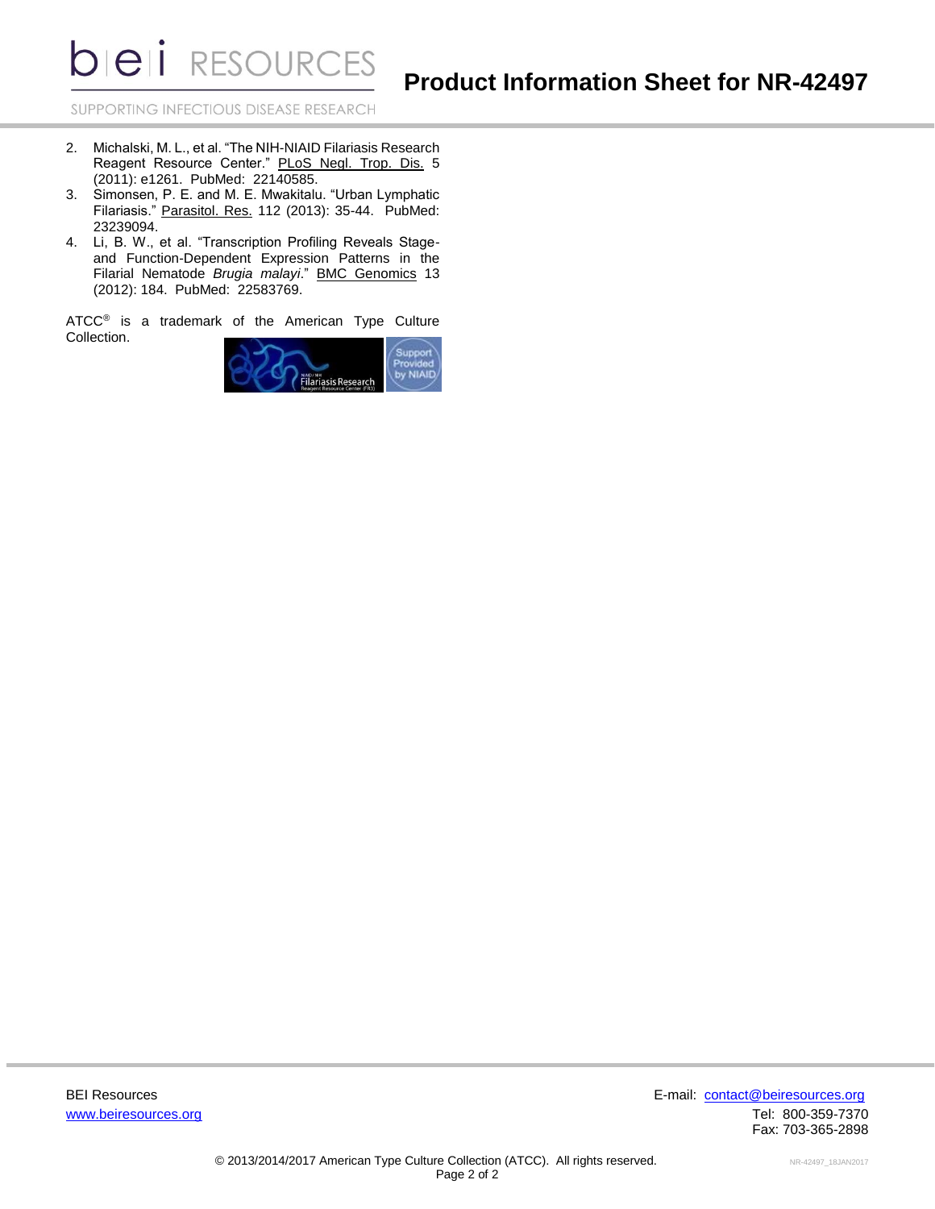2. Michalski, M. L., et al. "The NIH-NIAID Filariasis Research Reagent Resource Center." PLoS Negl. Trop. Dis. 5 (2011): e1261. PubMed: 22140585.
3. Simonsen, P. E. and M. E. Mwakitalu. "Urban Lymphatic Filariasis." Parasitol. Res. 112 (2013): 35-44. PubMed: 23239094.
4. Li, B. W., et al. "Transcription Profiling Reveals Stage- and Function-Dependent Expression Patterns in the Filarial Nematode *Brugia malayi*." BMC Genomics 13 (2012): 184. PubMed: 22583769.

ATCC® is a trademark of the American Type Culture Collection.

BEI Resources
www.beiresources.org

E-mail: contact@beiresources.org
Tel: 800-359-7370
Fax: 703-365-2898

© 2013/2014/2017 American Type Culture Collection (ATCC). All rights reserved.

NR-42497_18JAN2017